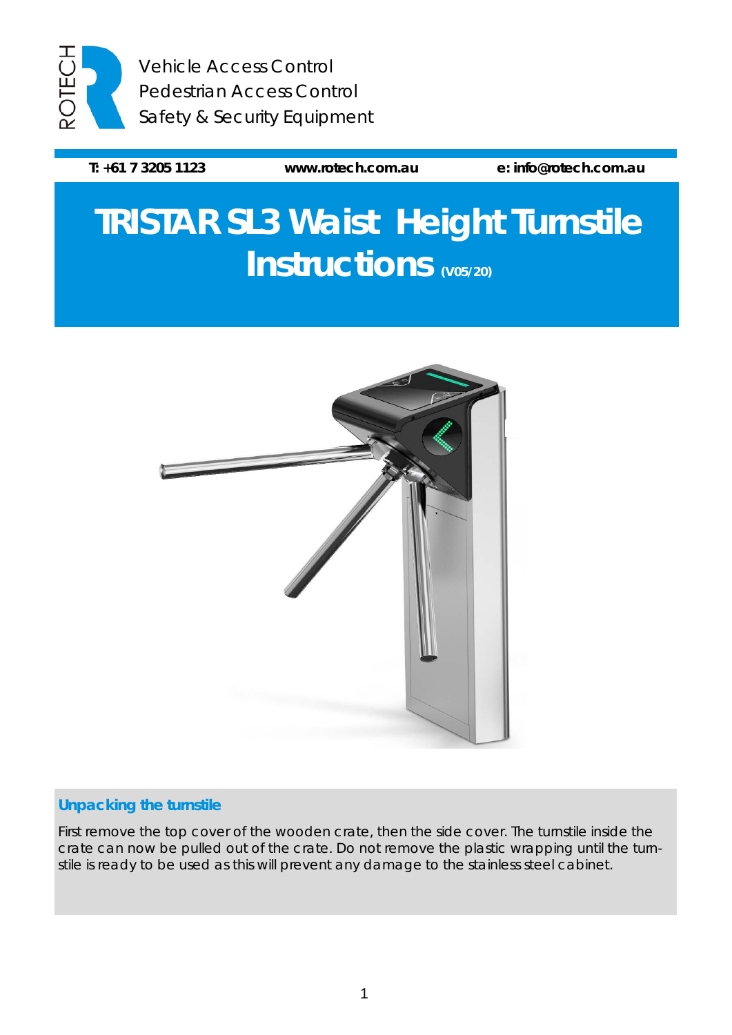ROTECH

Vehicle Access Control
Pedestrian Access Control
Safety & Security Equipment

**T: +61 7 3205 1123** **www.rotech.com.au** **e: info@rotech.com.au**

# TRISTAR SL3 Waist Height Turnstile Instructions (V05/20)

## Unpacking the turnstile

First remove the top cover of the wooden crate, then the side cover. The turnstile inside the crate can now be pulled out of the crate. Do not remove the plastic wrapping until the turnstile is ready to be used as this will prevent any damage to the stainless steel cabinet.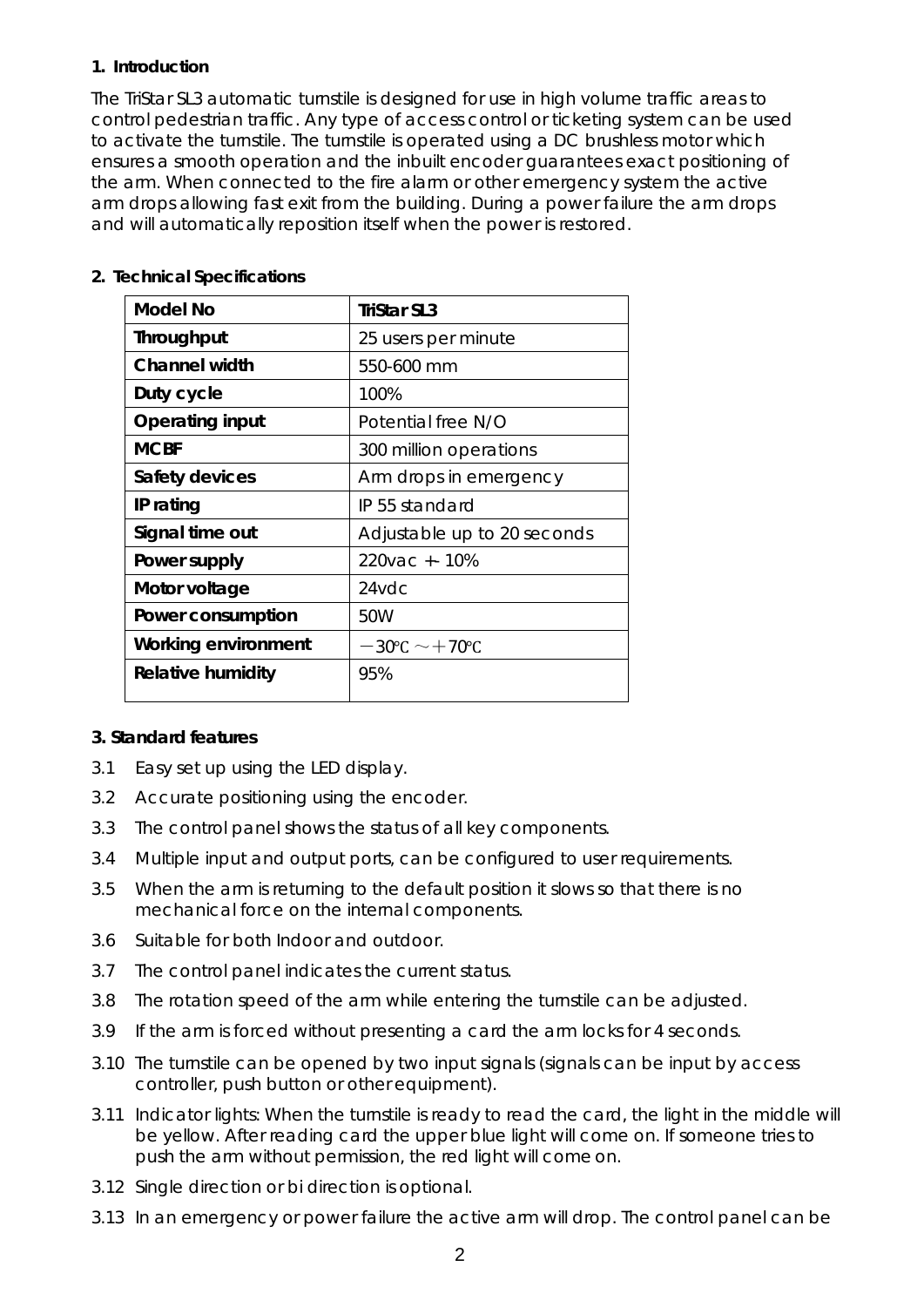## 1. Introduction

The TriStar SL3 automatic turnstile is designed for use in high volume traffic areas to control pedestrian traffic. Any type of access control or ticketing system can be used to activate the turnstile. The turnstile is operated using a DC brushless motor which ensures a smooth operation and the inbuilt encoder guarantees exact positioning of the arm. When connected to the fire alarm or other emergency system the active arm drops allowing fast exit from the building. During a power failure the arm drops and will automatically reposition itself when the power is restored.

## 2. Technical Specifications

| Model No | TriStar SL3 |
|---|---|
| Throughput | 25 users per minute |
| Channel width | 550-600 mm |
| Duty cycle | 100% |
| Operating input | Potential free N/O |
| MCBF | 300 million operations |
| Safety devices | Arm drops in emergency |
| IP rating | IP 55 standard |
| Signal time out | Adjustable up to 20 seconds |
| Power supply | 220vac +- 10% |
| Motor voltage | 24vdc |
| Power consumption | 50W |
| Working environment | －30℃～＋70℃ |
| Relative humidity | 95% |

## 3. Standard features

3.1 Easy set up using the LED display.

3.2 Accurate positioning using the encoder.

3.3 The control panel shows the status of all key components.

3.4 Multiple input and output ports, can be configured to user requirements.

3.5 When the arm is returning to the default position it slows so that there is no mechanical force on the internal components.

3.6 Suitable for both Indoor and outdoor.

3.7 The control panel indicates the current status.

3.8 The rotation speed of the arm while entering the turnstile can be adjusted.

3.9 If the arm is forced without presenting a card the arm locks for 4 seconds.

3.10 The turnstile can be opened by two input signals (signals can be input by access controller, push button or other equipment).

3.11 Indicator lights: When the turnstile is ready to read the card, the light in the middle will be yellow. After reading card the upper blue light will come on. If someone tries to push the arm without permission, the red light will come on.

3.12 Single direction or bi direction is optional.

3.13 In an emergency or power failure the active arm will drop. The control panel can be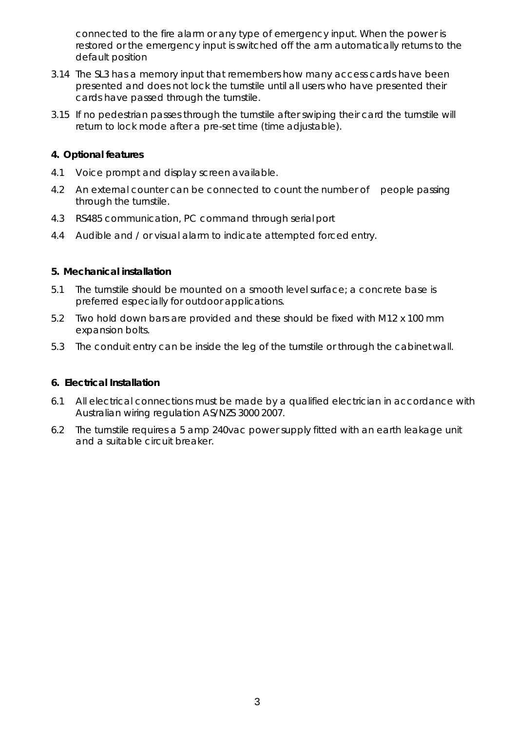connected to the fire alarm or any type of emergency input. When the power is restored or the emergency input is switched off the arm automatically returns to the default position

3.14 The SL3 has a memory input that remembers how many access cards have been presented and does not lock the turnstile until all users who have presented their cards have passed through the turnstile.

3.15 If no pedestrian passes through the turnstile after swiping their card the turnstile will return to lock mode after a pre-set time (time adjustable).

**4. Optional features**

4.1 Voice prompt and display screen available.

4.2 An external counter can be connected to count the number of people passing through the turnstile.

4.3 RS485 communication, PC command through serial port

4.4 Audible and / or visual alarm to indicate attempted forced entry.

**5. Mechanical installation**

5.1 The turnstile should be mounted on a smooth level surface; a concrete base is preferred especially for outdoor applications.

5.2 Two hold down bars are provided and these should be fixed with M12 x 100 mm expansion bolts.

5.3 The conduit entry can be inside the leg of the turnstile or through the cabinet wall.

**6. Electrical Installation**

6.1 All electrical connections must be made by a qualified electrician in accordance with Australian wiring regulation AS/NZS 3000 2007.

6.2 The turnstile requires a 5 amp 240vac power supply fitted with an earth leakage unit and a suitable circuit breaker.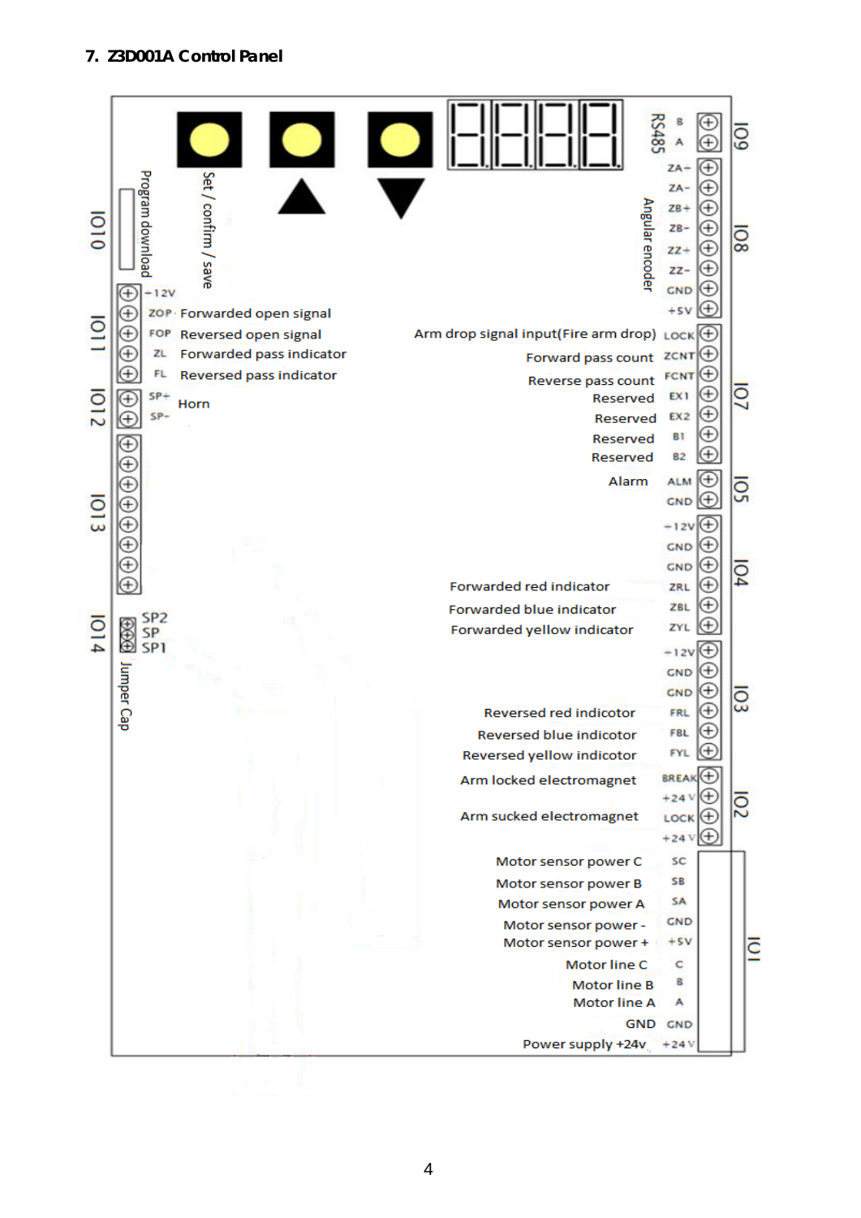## 7. Z3D001A Control Panel

**Top / left side**

- Set / confirm / save
- ▲
- ▼
- Program download (IO10)

**IO11**

| Terminal | Function |
|---|---|
| -12V | |
| ZOP | Forwarded open signal |
| FOP | Reversed open signal |
| ZL | Forwarded pass indicator |
| FL | Reversed pass indicator |

**IO12**

| Terminal | Function |
|---|---|
| SP+ | Horn |
| SP- | |

**IO13**

**IO14**

| Terminal |
|---|
| SP2 |
| SP |
| SP1 |

Jumper Cap

**Right side**

**IO9** (RS485)

| Terminal |
|---|
| B |
| A |

**IO8** (Angular encoder)

| Terminal |
|---|
| ZA+ |
| ZA- |
| ZB+ |
| ZB- |
| ZZ+ |
| ZZ- |
| GND |
| +5V |

**IO7**

| Function | Terminal |
|---|---|
| Arm drop signal input(Fire arm drop) | LOCK |
| Forward pass count | ZCNT |
| Reverse pass count | FCNT |
| Reserved | EX1 |
| Reserved | EX2 |
| Reserved | B1 |
| Reserved | B2 |

**IO5**

| Function | Terminal |
|---|---|
| Alarm | ALM |
| | GND |

**IO4**

| Function | Terminal |
|---|---|
| | -12V |
| | GND |
| | GND |
| Forwarded red indicator | ZRL |
| Forwarded blue indicator | ZBL |
| Forwarded yellow indicator | ZYL |

**IO3**

| Function | Terminal |
|---|---|
| | -12V |
| | GND |
| | GND |
| Reversed red indicotor | FRL |
| Reversed blue indicotor | FBL |
| Reversed yellow indicotor | FYL |

**IO2**

| Function | Terminal |
|---|---|
| Arm locked electromagnet | BREAK |
| | +24V |
| Arm sucked electromagnet | LOCK |
| | +24V |

**IO1**

| Function | Terminal |
|---|---|
| Motor sensor power C | SC |
| Motor sensor power B | SB |
| Motor sensor power A | SA |
| Motor sensor power - | GND |
| Motor sensor power + | +5V |
| Motor line C | C |
| Motor line B | B |
| Motor line A | A |
| GND | GND |
| Power supply +24v | +24V |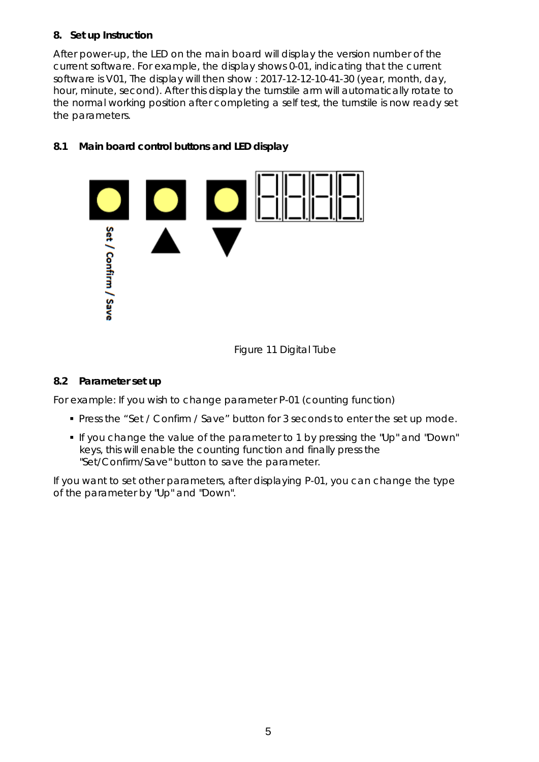## 8. Set up Instruction

After power-up, the LED on the main board will display the version number of the current software. For example, the display shows 0-01, indicating that the current software is V01, The display will then show : 2017-12-12-10-41-30 (year, month, day, hour, minute, second). After this display the turnstile arm will automatically rotate to the normal working position after completing a self test, the turnstile is now ready set the parameters.

### 8.1 Main board control buttons and LED display

Figure 11 Digital Tube

### 8.2 Parameter set up

For example: If you wish to change parameter P-01 (counting function)

- Press the "Set / Confirm / Save" button for 3 seconds to enter the set up mode.
- If you change the value of the parameter to 1 by pressing the "Up" and "Down" keys, this will enable the counting function and finally press the "Set/Confirm/Save" button to save the parameter.

If you want to set other parameters, after displaying P-01, you can change the type of the parameter by "Up" and "Down".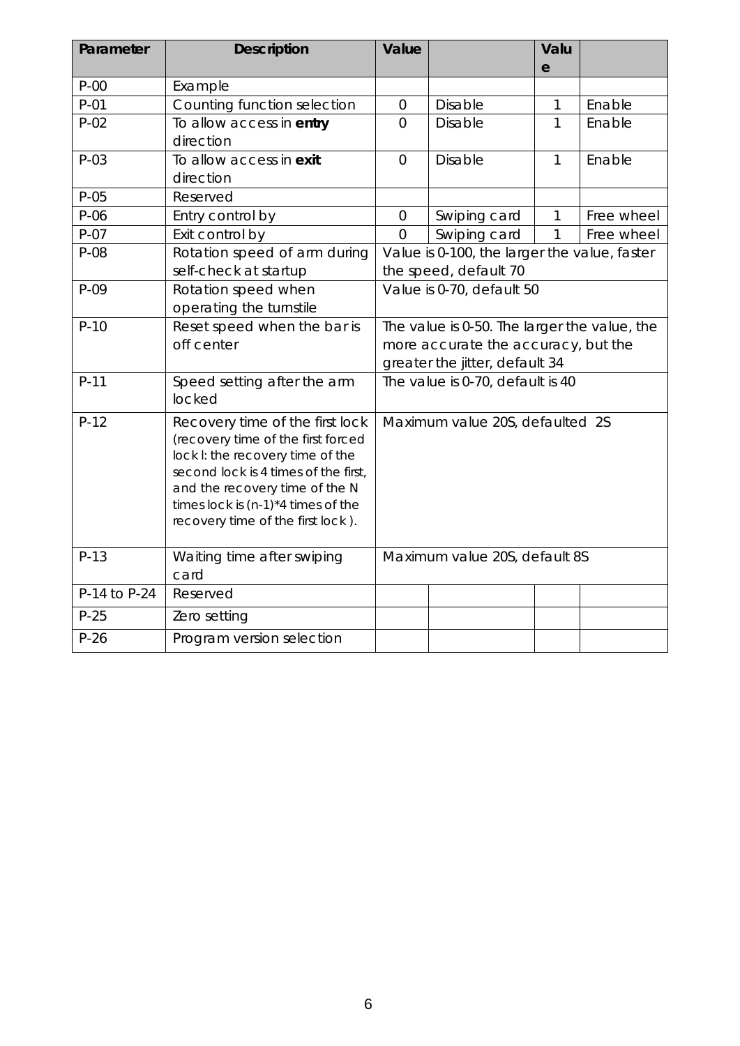| Parameter | Description | Value | | Value | |
|---|---|---|---|---|---|
| P-00 | Example | | | | |
| P-01 | Counting function selection | 0 | Disable | 1 | Enable |
| P-02 | To allow access in **entry** direction | 0 | Disable | 1 | Enable |
| P-03 | To allow access in **exit** direction | 0 | Disable | 1 | Enable |
| P-05 | Reserved | | | | |
| P-06 | Entry control by | 0 | Swiping card | 1 | Free wheel |
| P-07 | Exit control by | 0 | Swiping card | 1 | Free wheel |
| P-08 | Rotation speed of arm during self-check at startup | Value is 0-100, the larger the value, faster the speed, default 70 | | | |
| P-09 | Rotation speed when operating the turnstile | Value is 0-70, default 50 | | | |
| P-10 | Reset speed when the bar is off center | The value is 0-50. The larger the value, the more accurate the accuracy, but the greater the jitter, default 34 | | | |
| P-11 | Speed setting after the arm locked | The value is 0-70, default is 40 | | | |
| P-12 | Recovery time of the first lock (recovery time of the first forced lock l: the recovery time of the second lock is 4 times of the first, and the recovery time of the N times lock is (n-1)*4 times of the recovery time of the first lock ). | Maximum value 20S, defaulted 2S | | | |
| P-13 | Waiting time after swiping card | Maximum value 20S, default 8S | | | |
| P-14 to P-24 | Reserved | | | | |
| P-25 | Zero setting | | | | |
| P-26 | Program version selection | | | | |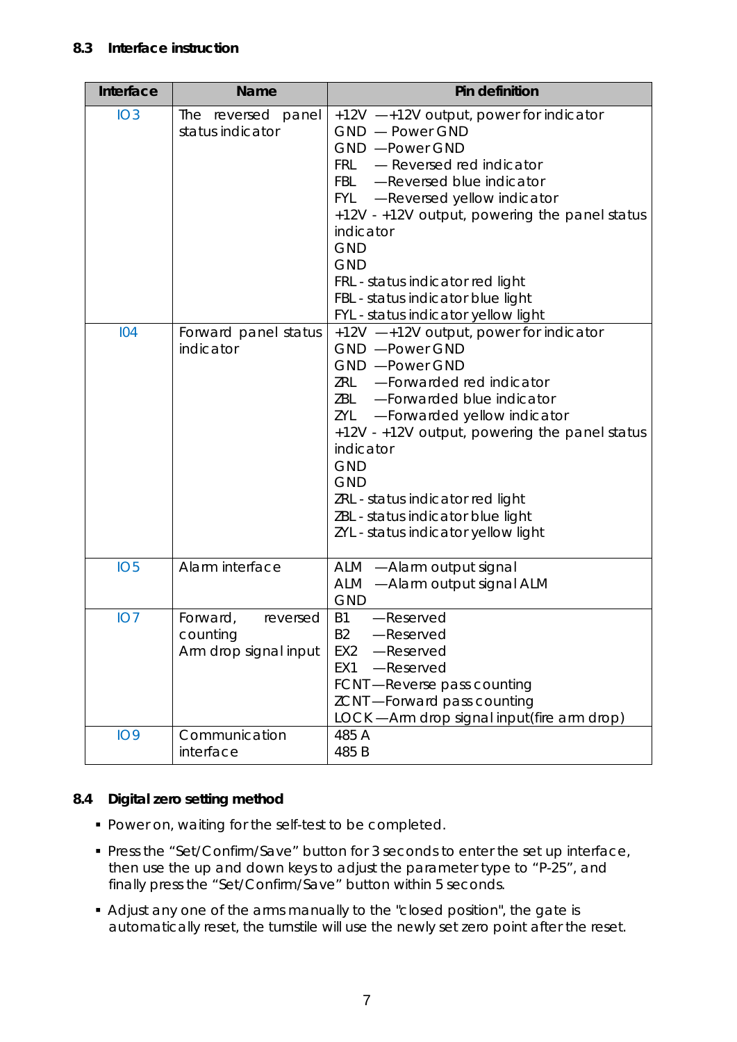### 8.3 Interface instruction

| Interface | Name | Pin definition |
|---|---|---|
| IO3 | The reversed panel status indicator | +12V —+12V output, power for indicator<br>GND — Power GND<br>GND —Power GND<br>FRL — Reversed red indicator<br>FBL —Reversed blue indicator<br>FYL —Reversed yellow indicator<br>+12V - +12V output, powering the panel status indicator<br>GND<br>GND<br>FRL - status indicator red light<br>FBL - status indicator blue light<br>FYL - status indicator yellow light |
| I04 | Forward panel status indicator | +12V —+12V output, power for indicator<br>GND —Power GND<br>GND —Power GND<br>ZRL —Forwarded red indicator<br>ZBL —Forwarded blue indicator<br>ZYL —Forwarded yellow indicator<br>+12V - +12V output, powering the panel status indicator<br>GND<br>GND<br>ZRL - status indicator red light<br>ZBL - status indicator blue light<br>ZYL - status indicator yellow light |
| IO5 | Alarm interface | ALM —Alarm output signal<br>ALM —Alarm output signal ALM<br>GND |
| IO7 | Forward, reversed counting<br>Arm drop signal input | B1 —Reserved<br>B2 —Reserved<br>EX2 —Reserved<br>EX1 —Reserved<br>FCNT—Reverse pass counting<br>ZCNT—Forward pass counting<br>LOCK—Arm drop signal input(fire arm drop) |
| IO9 | Communication interface | 485 A<br>485 B |

### 8.4 Digital zero setting method

- Power on, waiting for the self-test to be completed.
- Press the “Set/Confirm/Save” button for 3 seconds to enter the set up interface, then use the up and down keys to adjust the parameter type to “P-25”, and finally press the “Set/Confirm/Save” button within 5 seconds.
- Adjust any one of the arms manually to the "closed position", the gate is automatically reset, the turnstile will use the newly set zero point after the reset.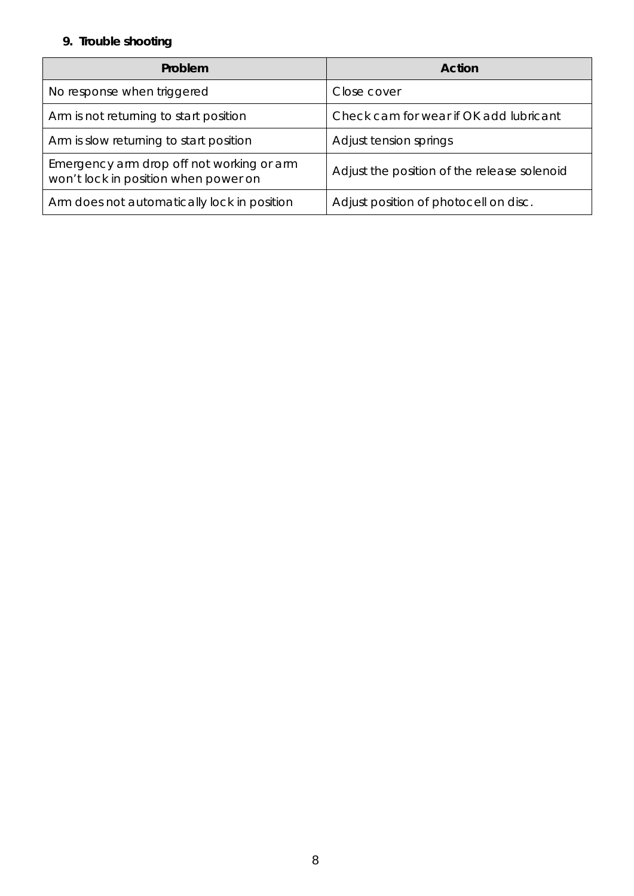## 9. Trouble shooting

| Problem | Action |
|---|---|
| No response when triggered | Close cover |
| Arm is not returning to start position | Check cam for wear if OK add lubricant |
| Arm is slow returning to start position | Adjust tension springs |
| Emergency arm drop off not working or arm won't lock in position when power on | Adjust the position of the release solenoid |
| Arm does not automatically lock in position | Adjust position of photocell on disc. |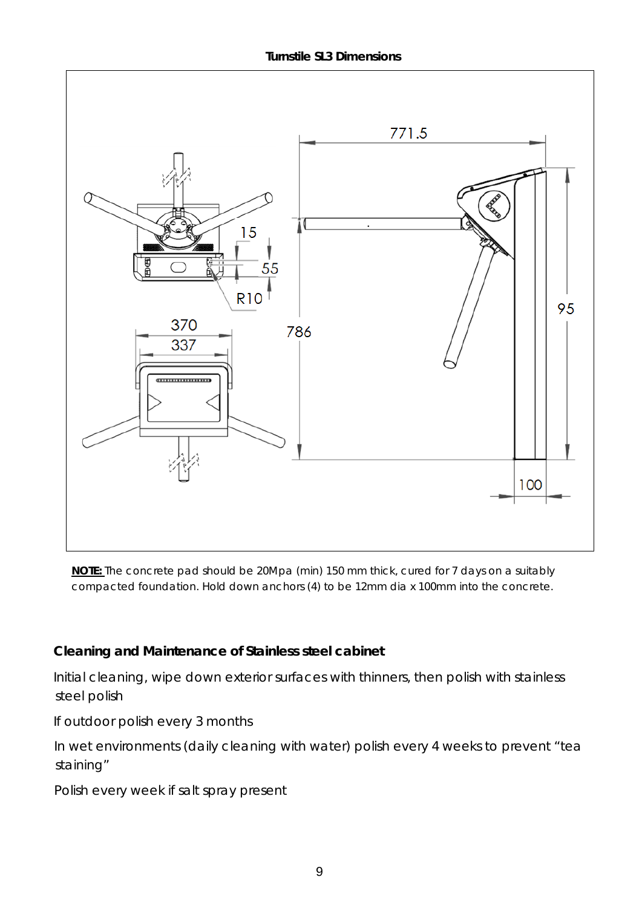**Turnstile SL3 Dimensions**

**NOTE:** The concrete pad should be 20Mpa (min) 150 mm thick, cured for 7 days on a suitably compacted foundation. Hold down anchors (4) to be 12mm dia x 100mm into the concrete.

### Cleaning and Maintenance of Stainless steel cabinet

Initial cleaning, wipe down exterior surfaces with thinners, then polish with stainless steel polish

If outdoor polish every 3 months

In wet environments (daily cleaning with water) polish every 4 weeks to prevent "tea staining"

Polish every week if salt spray present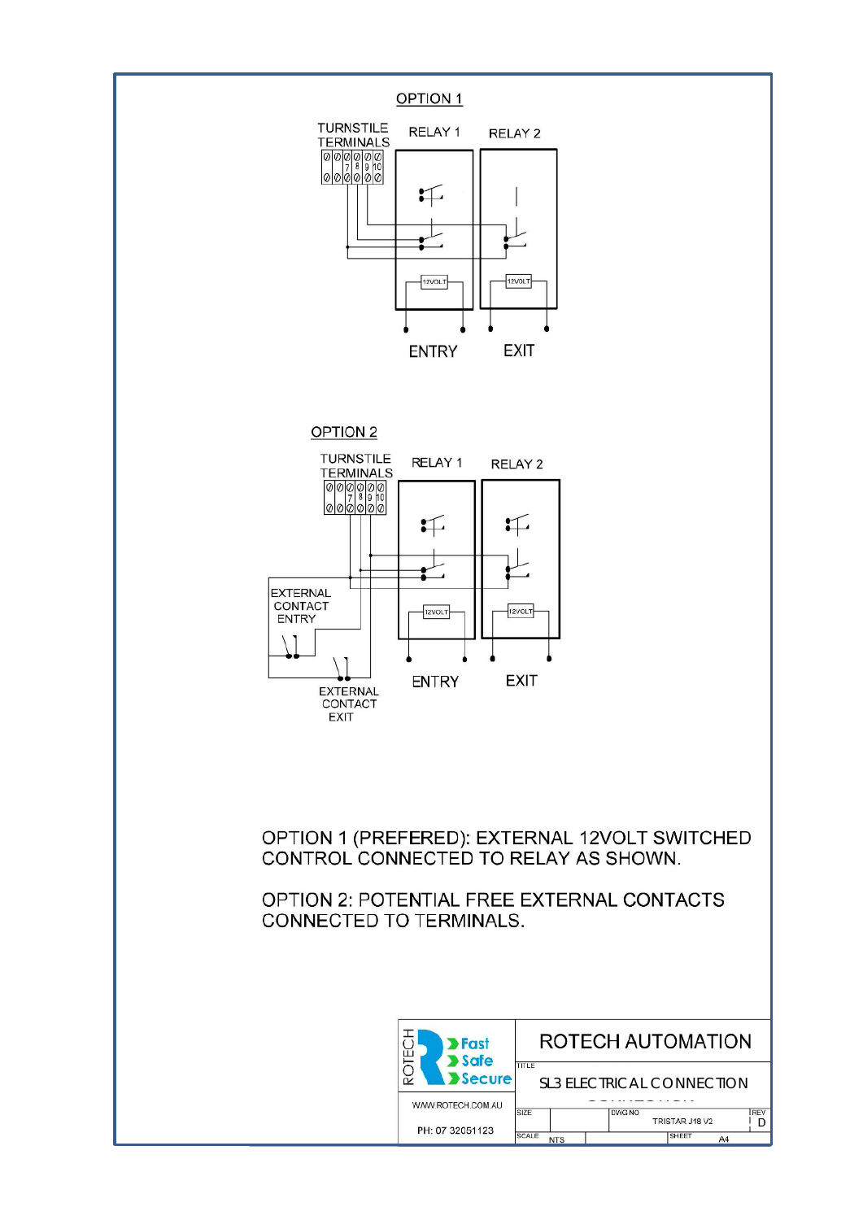OPTION 1

TURNSTILE TERMINALS

7 8 9 10

RELAY 1

RELAY 2

12VOLT

12VOLT

ENTRY

EXIT

OPTION 2

TURNSTILE TERMINALS

7 8 9 10

RELAY 1

RELAY 2

12VOLT

12VOLT

EXTERNAL CONTACT ENTRY

EXTERNAL CONTACT EXIT

ENTRY

EXIT

OPTION 1 (PREFERED): EXTERNAL 12VOLT SWITCHED CONTROL CONNECTED TO RELAY AS SHOWN.

OPTION 2: POTENTIAL FREE EXTERNAL CONTACTS CONNECTED TO TERMINALS.

| | | | | |
|---|---|---|---|---|
| ROTECH Fast Safe Secure | ROTECH AUTOMATION | | | |
| | TITLE: SL3 ELECTRICAL CONNECTION | | | |
| WWW.ROTECH.COM.AU | SIZE | DWG NO: TRISTAR J18 V2 | | REV: D |
| PH: 07 32051123 | SCALE: NTS | | SHEET: A4 | |